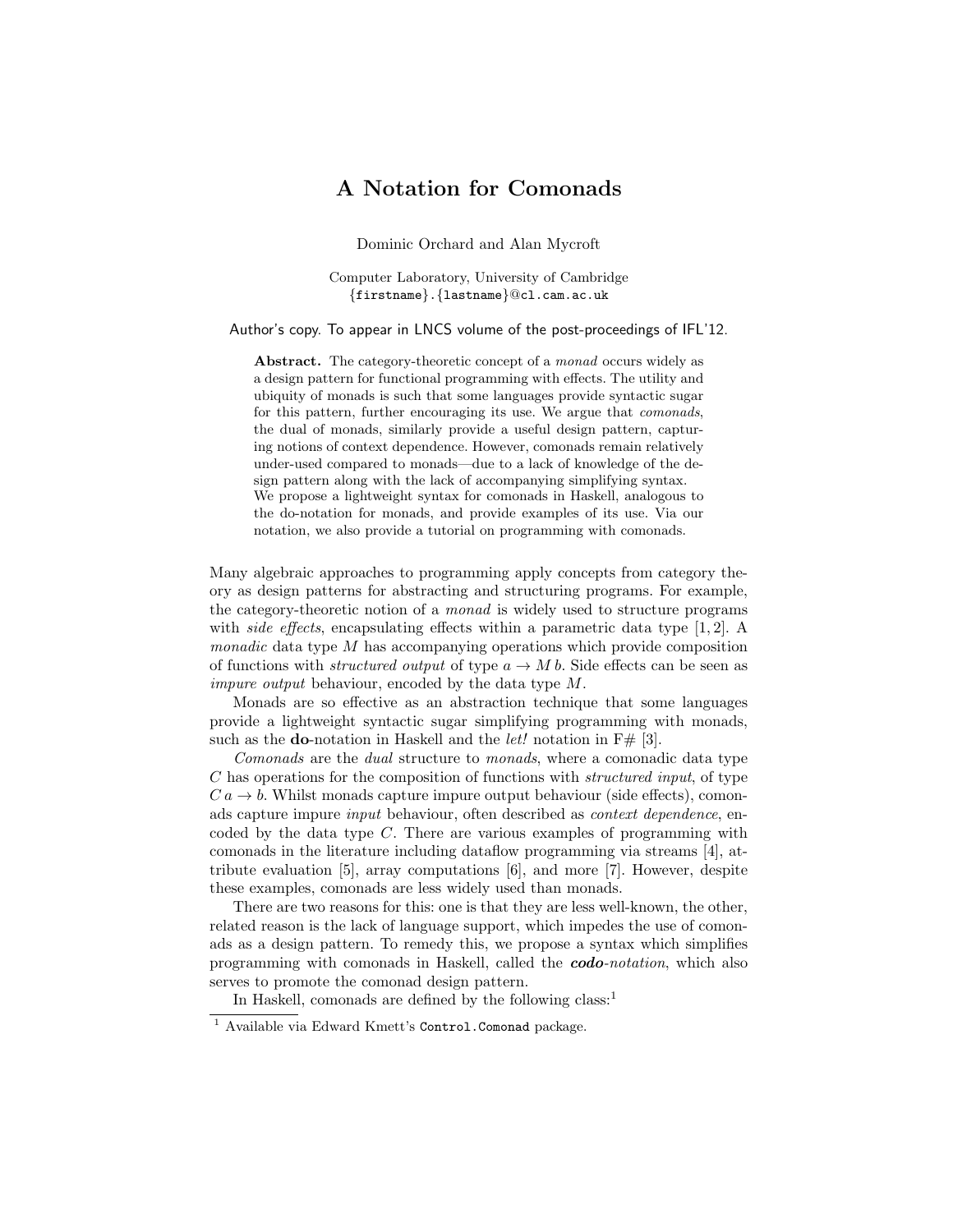# A Notation for Comonads

Dominic Orchard and Alan Mycroft

Computer Laboratory, University of Cambridge
{firstname}.{lastname}@cl.cam.ac.uk

Author's copy. To appear in LNCS volume of the post-proceedings of IFL'12.

**Abstract.** The category-theoretic concept of a *monad* occurs widely as a design pattern for functional programming with effects. The utility and ubiquity of monads is such that some languages provide syntactic sugar for this pattern, further encouraging its use. We argue that *comonads*, the dual of monads, similarly provide a useful design pattern, capturing notions of context dependence. However, comonads remain relatively under-used compared to monads—due to a lack of knowledge of the design pattern along with the lack of accompanying simplifying syntax. We propose a lightweight syntax for comonads in Haskell, analogous to the do-notation for monads, and provide examples of its use. Via our notation, we also provide a tutorial on programming with comonads.

Many algebraic approaches to programming apply concepts from category theory as design patterns for abstracting and structuring programs. For example, the category-theoretic notion of a *monad* is widely used to structure programs with *side effects*, encapsulating effects within a parametric data type [1, 2]. A *monadic* data type $M$ has accompanying operations which provide composition of functions with *structured output* of type $a \to M\,b$. Side effects can be seen as *impure output* behaviour, encoded by the data type $M$.

Monads are so effective as an abstraction technique that some languages provide a lightweight syntactic sugar simplifying programming with monads, such as the **do**-notation in Haskell and the *let!* notation in F# [3].

*Comonads* are the *dual* structure to *monads*, where a comonadic data type $C$ has operations for the composition of functions with *structured input*, of type $C\,a \to b$. Whilst monads capture impure output behaviour (side effects), comonads capture impure *input* behaviour, often described as *context dependence*, encoded by the data type $C$. There are various examples of programming with comonads in the literature including dataflow programming via streams [4], attribute evaluation [5], array computations [6], and more [7]. However, despite these examples, comonads are less widely used than monads.

There are two reasons for this: one is that they are less well-known, the other, related reason is the lack of language support, which impedes the use of comonads as a design pattern. To remedy this, we propose a syntax which simplifies programming with comonads in Haskell, called the ***codo**-notation*, which also serves to promote the comonad design pattern.

In Haskell, comonads are defined by the following class:[1]

[1] Available via Edward Kmett's Control.Comonad package.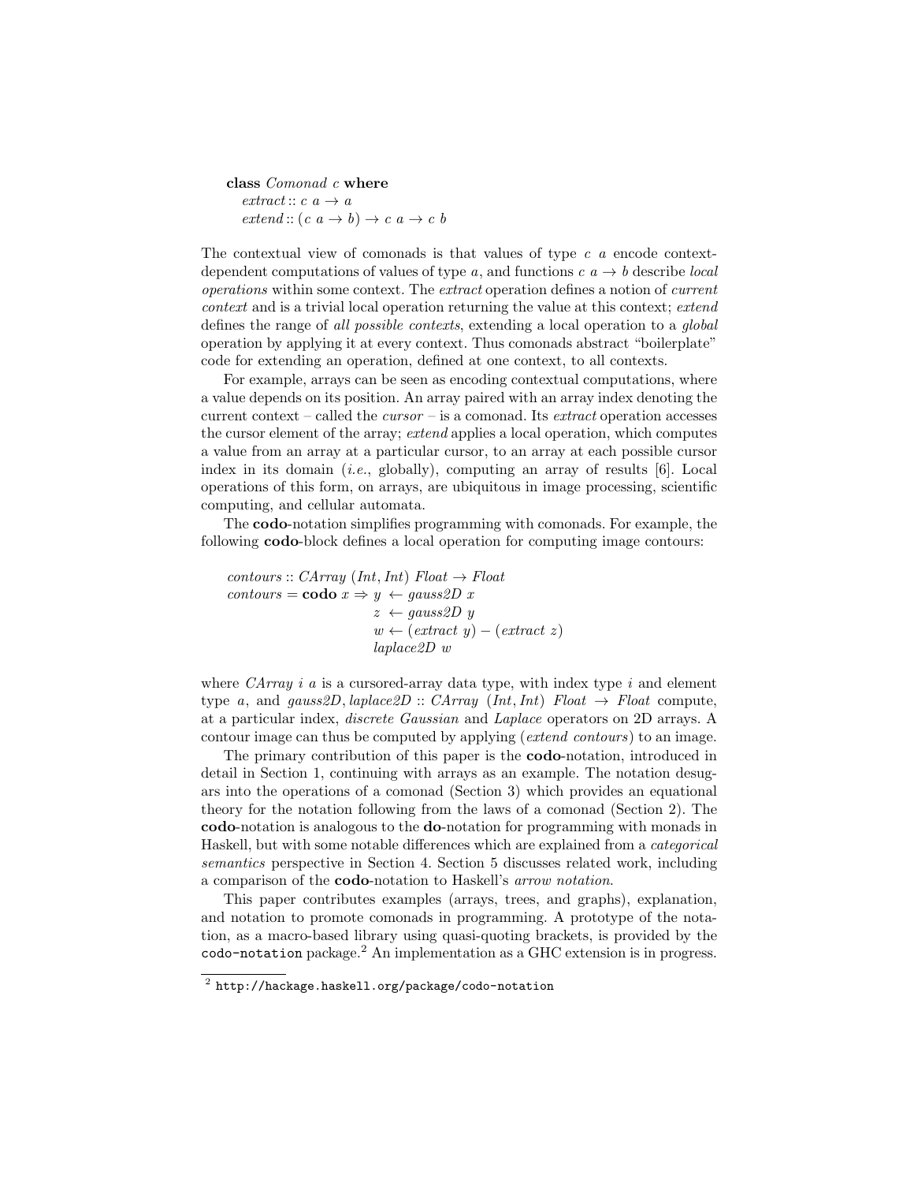```
class Comonad c where
  extract :: c a → a
  extend :: (c a → b) → c a → c b
```

The contextual view of comonads is that values of type $c\ a$ encode context-dependent computations of values of type $a$, and functions $c\ a \to b$ describe *local operations* within some context. The *extract* operation defines a notion of *current context* and is a trivial local operation returning the value at this context; *extend* defines the range of *all possible contexts*, extending a local operation to a *global* operation by applying it at every context. Thus comonads abstract "boilerplate" code for extending an operation, defined at one context, to all contexts.

For example, arrays can be seen as encoding contextual computations, where a value depends on its position. An array paired with an array index denoting the current context – called the *cursor* – is a comonad. Its *extract* operation accesses the cursor element of the array; *extend* applies a local operation, which computes a value from an array at a particular cursor, to an array at each possible cursor index in its domain (*i.e.*, globally), computing an array of results [6]. Local operations of this form, on arrays, are ubiquitous in image processing, scientific computing, and cellular automata.

The **codo**-notation simplifies programming with comonads. For example, the following **codo**-block defines a local operation for computing image contours:

```
contours :: CArray (Int, Int) Float → Float
contours = codo x ⇒ y ← gauss2D x
                    z ← gauss2D y
                    w ← (extract y) − (extract z)
                    laplace2D w
```

where *CArray i a* is a cursored-array data type, with index type $i$ and element type $a$, and *gauss2D*, *laplace2D* :: *CArray* (*Int*, *Int*) *Float* → *Float* compute, at a particular index, *discrete Gaussian* and *Laplace* operators on 2D arrays. A contour image can thus be computed by applying (*extend contours*) to an image.

The primary contribution of this paper is the **codo**-notation, introduced in detail in Section 1, continuing with arrays as an example. The notation desugars into the operations of a comonad (Section 3) which provides an equational theory for the notation following from the laws of a comonad (Section 2). The **codo**-notation is analogous to the **do**-notation for programming with monads in Haskell, but with some notable differences which are explained from a *categorical semantics* perspective in Section 4. Section 5 discusses related work, including a comparison of the **codo**-notation to Haskell's *arrow notation*.

This paper contributes examples (arrays, trees, and graphs), explanation, and notation to promote comonads in programming. A prototype of the notation, as a macro-based library using quasi-quoting brackets, is provided by the `codo-notation` package.[2] An implementation as a GHC extension is in progress.

[2] `http://hackage.haskell.org/package/codo-notation`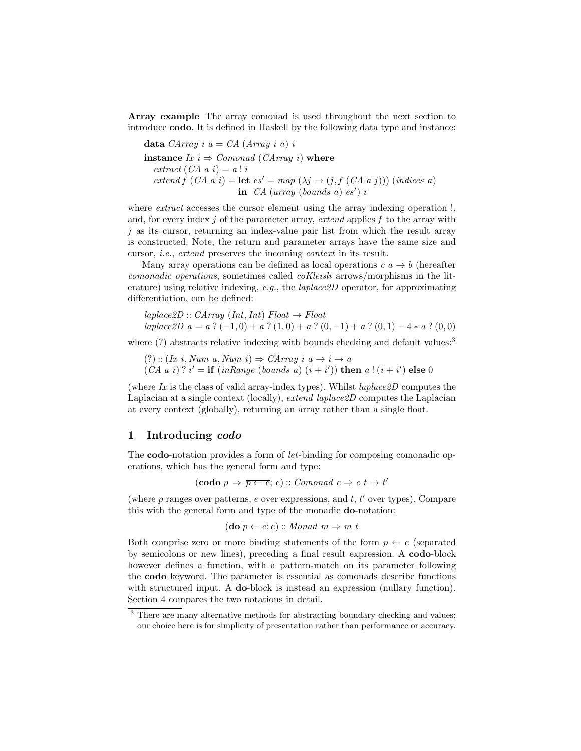**Array example** The array comonad is used throughout the next section to introduce **codo**. It is defined in Haskell by the following data type and instance:

```
data CArray i a = CA (Array i a) i

instance Ix i ⇒ Comonad (CArray i) where
  extract (CA a i) = a ! i
  extend f (CA a i) = let es' = map (λj → (j, f (CA a j))) (indices a)
                      in  CA (array (bounds a) es') i
```

where *extract* accesses the cursor element using the array indexing operation !, and, for every index $j$ of the parameter array, *extend* applies $f$ to the array with $j$ as its cursor, returning an index-value pair list from which the result array is constructed. Note, the return and parameter arrays have the same size and cursor, *i.e.*, *extend* preserves the incoming *context* in its result.

Many array operations can be defined as local operations $c\ a \rightarrow b$ (hereafter *comonadic operations*, sometimes called *coKleisli* arrows/morphisms in the literature) using relative indexing, *e.g.*, the *laplace2D* operator, for approximating differentiation, can be defined:

```
laplace2D :: CArray (Int, Int) Float → Float
laplace2D a = a ? (−1, 0) + a ? (1, 0) + a ? (0, −1) + a ? (0, 1) − 4 ∗ a ? (0, 0)
```

where (?) abstracts relative indexing with bounds checking and default values:[3]

```
(?) :: (Ix i, Num a, Num i) ⇒ CArray i a → i → a
(CA a i) ? i' = if (inRange (bounds a) (i + i')) then a ! (i + i') else 0
```

(where *Ix* is the class of valid array-index types). Whilst *laplace2D* computes the Laplacian at a single context (locally), *extend laplace2D* computes the Laplacian at every context (globally), returning an array rather than a single float.

## 1 Introducing *codo*

The **codo**-notation provides a form of *let*-binding for composing comonadic operations, which has the general form and type:

$$(\textbf{codo}\ p \Rightarrow \overline{p \leftarrow e};\ e) :: \textit{Comonad}\ c \Rightarrow c\ t \rightarrow t'$$

(where $p$ ranges over patterns, $e$ over expressions, and $t$, $t'$ over types). Compare this with the general form and type of the monadic **do**-notation:

$$(\textbf{do}\ \overline{p \leftarrow e};\ e) :: \textit{Monad}\ m \Rightarrow m\ t$$

Both comprise zero or more binding statements of the form $p \leftarrow e$ (separated by semicolons or new lines), preceding a final result expression. A **codo**-block however defines a function, with a pattern-match on its parameter following the **codo** keyword. The parameter is essential as comonads describe functions with structured input. A **do**-block is instead an expression (nullary function). Section 4 compares the two notations in detail.

[3] There are many alternative methods for abstracting boundary checking and values; our choice here is for simplicity of presentation rather than performance or accuracy.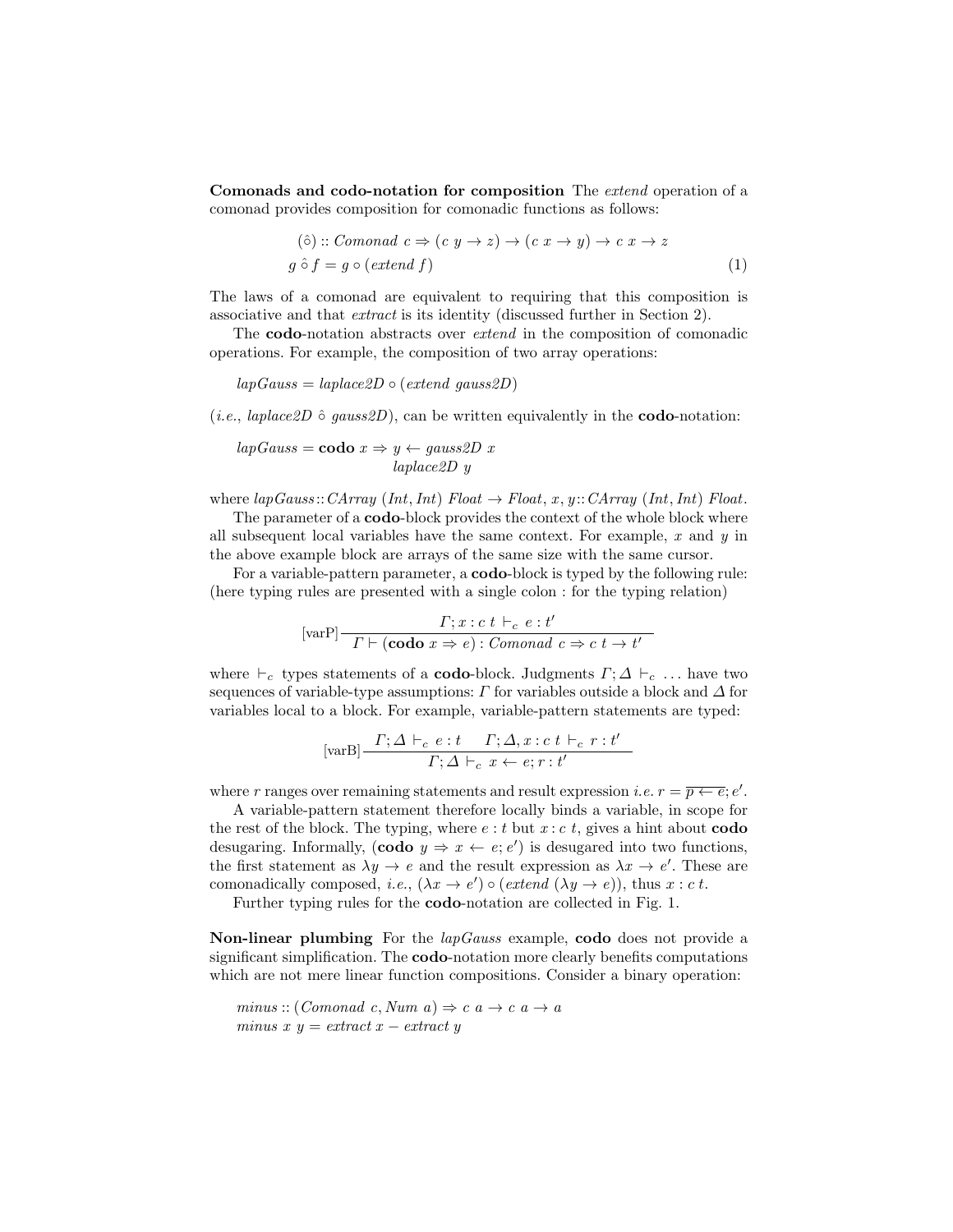**Comonads and codo-notation for composition** The *extend* operation of a comonad provides composition for comonadic functions as follows:

$$
\begin{aligned}
(\hat{\circ}) &:: \mathit{Comonad}\ c \Rightarrow (c\ y \to z) \to (c\ x \to y) \to c\ x \to z \\
g\ \hat{\circ}\ f &= g \circ (\mathit{extend}\ f)
\end{aligned} \tag{1}
$$

The laws of a comonad are equivalent to requiring that this composition is associative and that *extract* is its identity (discussed further in Section 2).

The **codo**-notation abstracts over *extend* in the composition of comonadic operations. For example, the composition of two array operations:

$$\mathit{lapGauss} = \mathit{laplace2D} \circ (\mathit{extend}\ \mathit{gauss2D})$$

(*i.e.*, $\mathit{laplace2D}\ \hat{\circ}\ \mathit{gauss2D}$), can be written equivalently in the **codo**-notation:

$$
\begin{aligned}
\mathit{lapGauss} = \mathbf{codo}\ x \Rightarrow\ & y \leftarrow \mathit{gauss2D}\ x \\
& \mathit{laplace2D}\ y
\end{aligned}
$$

where $\mathit{lapGauss} :: \mathit{CArray}\ (\mathit{Int}, \mathit{Int})\ \mathit{Float} \to \mathit{Float}$, $x, y :: \mathit{CArray}\ (\mathit{Int}, \mathit{Int})\ \mathit{Float}$.

The parameter of a **codo**-block provides the context of the whole block where all subsequent local variables have the same context. For example, $x$ and $y$ in the above example block are arrays of the same size with the same cursor.

For a variable-pattern parameter, a **codo**-block is typed by the following rule: (here typing rules are presented with a single colon : for the typing relation)

$$[\text{varP}]\ \frac{\Gamma; x : c\ t \vdash_c e : t'}{\Gamma \vdash (\mathbf{codo}\ x \Rightarrow e) : \mathit{Comonad}\ c \Rightarrow c\ t \to t'}$$

where $\vdash_c$ types statements of a **codo**-block. Judgments $\Gamma; \Delta \vdash_c \ldots$ have two sequences of variable-type assumptions: $\Gamma$ for variables outside a block and $\Delta$ for variables local to a block. For example, variable-pattern statements are typed:

$$[\text{varB}]\ \frac{\Gamma; \Delta \vdash_c e : t \qquad \Gamma; \Delta, x : c\ t \vdash_c r : t'}{\Gamma; \Delta \vdash_c x \leftarrow e; r : t'}$$

where $r$ ranges over remaining statements and result expression *i.e.* $r = \overline{p \leftarrow e}; e'$.

A variable-pattern statement therefore locally binds a variable, in scope for the rest of the block. The typing, where $e : t$ but $x : c\ t$, gives a hint about **codo** desugaring. Informally, ($\mathbf{codo}\ y \Rightarrow x \leftarrow e; e'$) is desugared into two functions, the first statement as $\lambda y \to e$ and the result expression as $\lambda x \to e'$. These are comonadically composed, *i.e.*, $(\lambda x \to e') \circ (\mathit{extend}\ (\lambda y \to e))$, thus $x : c\ t$.

Further typing rules for the **codo**-notation are collected in Fig. 1.

**Non-linear plumbing** For the *lapGauss* example, **codo** does not provide a significant simplification. The **codo**-notation more clearly benefits computations which are not mere linear function compositions. Consider a binary operation:

$$
\begin{aligned}
& \mathit{minus} :: (\mathit{Comonad}\ c, \mathit{Num}\ a) \Rightarrow c\ a \to c\ a \to a \\
& \mathit{minus}\ x\ y = \mathit{extract}\ x - \mathit{extract}\ y
\end{aligned}
$$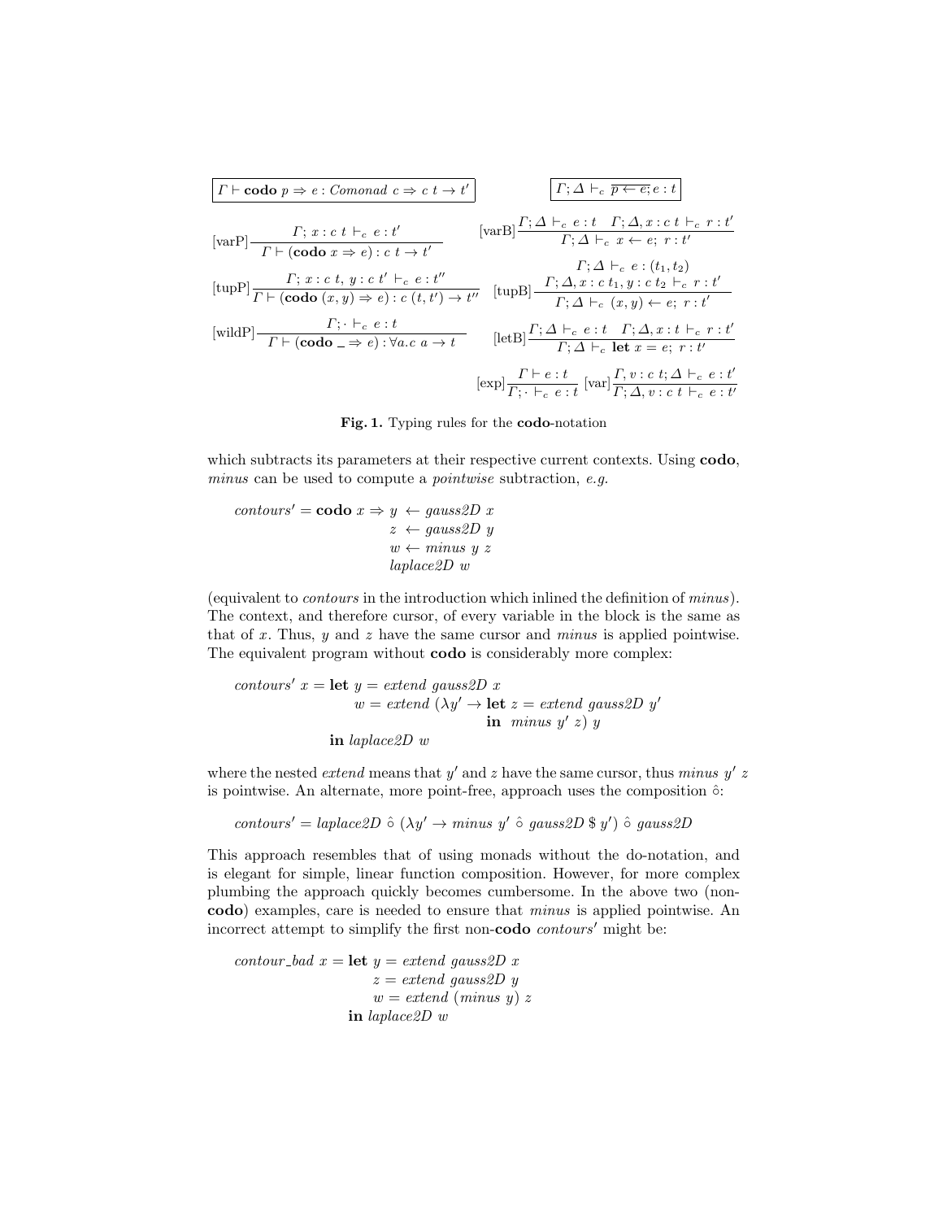$$\boxed{\Gamma \vdash \textbf{codo}\ p \Rightarrow e : \mathit{Comonad}\ c \Rightarrow c\ t \rightarrow t'} \qquad \boxed{\Gamma; \Delta \vdash_c \overline{p \leftarrow e;} e : t}$$

$$[\text{varP}]\frac{\Gamma;\ x : c\ t \vdash_c e : t'}{\Gamma \vdash (\textbf{codo}\ x \Rightarrow e) : c\ t \rightarrow t'} \qquad [\text{varB}]\frac{\Gamma;\Delta \vdash_c e : t \quad \Gamma;\Delta, x : c\ t \vdash_c r : t'}{\Gamma;\Delta \vdash_c x \leftarrow e;\ r : t'}$$

$$[\text{tupP}]\frac{\Gamma;\ x : c\ t,\ y : c\ t' \vdash_c e : t''}{\Gamma \vdash (\textbf{codo}\ (x, y) \Rightarrow e) : c\ (t, t') \rightarrow t''} \qquad [\text{tupB}]\frac{\Gamma;\Delta \vdash_c e : (t_1, t_2) \quad \Gamma;\Delta, x : c\ t_1, y : c\ t_2 \vdash_c r : t'}{\Gamma;\Delta \vdash_c (x, y) \leftarrow e;\ r : t'}$$

$$[\text{wildP}]\frac{\Gamma; \cdot \vdash_c e : t}{\Gamma \vdash (\textbf{codo}\ \_ \Rightarrow e) : \forall a.c\ a \rightarrow t} \qquad [\text{letB}]\frac{\Gamma;\Delta \vdash_c e : t \quad \Gamma;\Delta, x : t \vdash_c r : t'}{\Gamma;\Delta \vdash_c \textbf{let}\ x = e;\ r : t'}$$

$$[\text{exp}]\frac{\Gamma \vdash e : t}{\Gamma; \cdot \vdash_c e : t} \quad [\text{var}]\frac{\Gamma, v : c\ t; \Delta \vdash_c e : t'}{\Gamma; \Delta, v : c\ t \vdash_c e : t'}$$

**Fig. 1.** Typing rules for the **codo**-notation

which subtracts its parameters at their respective current contexts. Using **codo**, *minus* can be used to compute a *pointwise* subtraction, *e.g.*

```
contours' = codo x ⇒ y ← gauss2D x
                     z ← gauss2D y
                     w ← minus y z
                     laplace2D w
```

(equivalent to *contours* in the introduction which inlined the definition of *minus*). The context, and therefore cursor, of every variable in the block is the same as that of $x$. Thus, $y$ and $z$ have the same cursor and *minus* is applied pointwise. The equivalent program without **codo** is considerably more complex:

```
contours' x = let y = extend gauss2D x
                  w = extend (λy' → let z = extend gauss2D y'
                                    in  minus y' z) y
              in laplace2D w
```

where the nested *extend* means that $y'$ and $z$ have the same cursor, thus *minus* $y'$ $z$ is pointwise. An alternate, more point-free, approach uses the composition $\hat{\circ}$:

```
contours' = laplace2D ô (λy' → minus y' ô gauss2D $ y') ô gauss2D
```

This approach resembles that of using monads without the do-notation, and is elegant for simple, linear function composition. However, for more complex plumbing the approach quickly becomes cumbersome. In the above two (non-**codo**) examples, care is needed to ensure that *minus* is applied pointwise. An incorrect attempt to simplify the first non-**codo** *contours'* might be:

```
contour_bad x = let y = extend gauss2D x
                    z = extend gauss2D y
                    w = extend (minus y) z
                in laplace2D w
```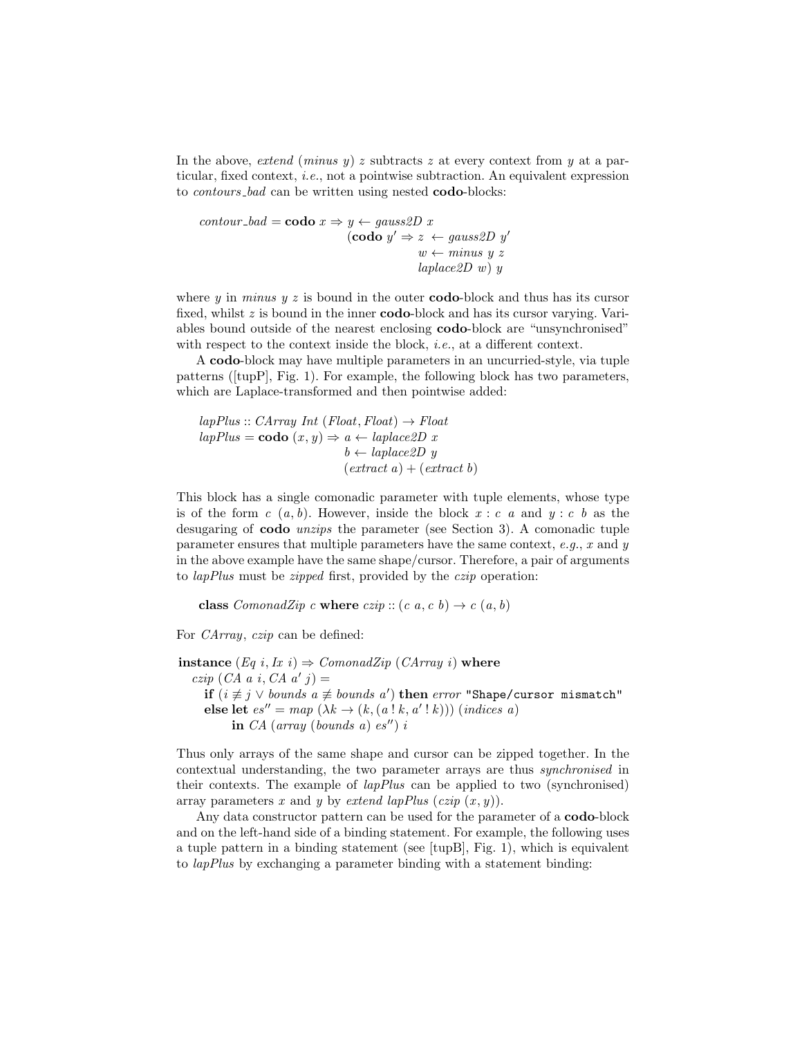In the above, *extend* (*minus* *y*) *z* subtracts *z* at every context from *y* at a particular, fixed context, *i.e.*, not a pointwise subtraction. An equivalent expression to *contours_bad* can be written using nested **codo**-blocks:

```
contour_bad = codo x ⇒ y ← gauss2D x
                       (codo y′ ⇒ z ← gauss2D y′
                                  w ← minus y z
                                  laplace2D w) y
```

where *y* in *minus y z* is bound in the outer **codo**-block and thus has its cursor fixed, whilst *z* is bound in the inner **codo**-block and has its cursor varying. Variables bound outside of the nearest enclosing **codo**-block are "unsynchronised" with respect to the context inside the block, *i.e.*, at a different context.

A **codo**-block may have multiple parameters in an uncurried-style, via tuple patterns ([tupP], Fig. 1). For example, the following block has two parameters, which are Laplace-transformed and then pointwise added:

```
lapPlus :: CArray Int (Float, Float) → Float
lapPlus = codo (x, y) ⇒ a ← laplace2D x
                        b ← laplace2D y
                        (extract a) + (extract b)
```

This block has a single comonadic parameter with tuple elements, whose type is of the form $c\ (a, b)$. However, inside the block $x : c\ a$ and $y : c\ b$ as the desugaring of **codo** *unzips* the parameter (see Section 3). A comonadic tuple parameter ensures that multiple parameters have the same context, *e.g.*, *x* and *y* in the above example have the same shape/cursor. Therefore, a pair of arguments to *lapPlus* must be *zipped* first, provided by the *czip* operation:

```
class ComonadZip c where czip :: (c a, c b) → c (a, b)
```

For *CArray*, *czip* can be defined:

```
instance (Eq i, Ix i) ⇒ ComonadZip (CArray i) where
  czip (CA a i, CA a′ j) =
    if (i ≢ j ∨ bounds a ≢ bounds a′) then error "Shape/cursor mismatch"
    else let es″ = map (λk → (k, (a ! k, a′ ! k))) (indices a)
         in CA (array (bounds a) es″) i
```

Thus only arrays of the same shape and cursor can be zipped together. In the contextual understanding, the two parameter arrays are thus *synchronised* in their contexts. The example of *lapPlus* can be applied to two (synchronised) array parameters *x* and *y* by *extend lapPlus* (*czip* (*x*, *y*)).

Any data constructor pattern can be used for the parameter of a **codo**-block and on the left-hand side of a binding statement. For example, the following uses a tuple pattern in a binding statement (see [tupB], Fig. 1), which is equivalent to *lapPlus* by exchanging a parameter binding with a statement binding: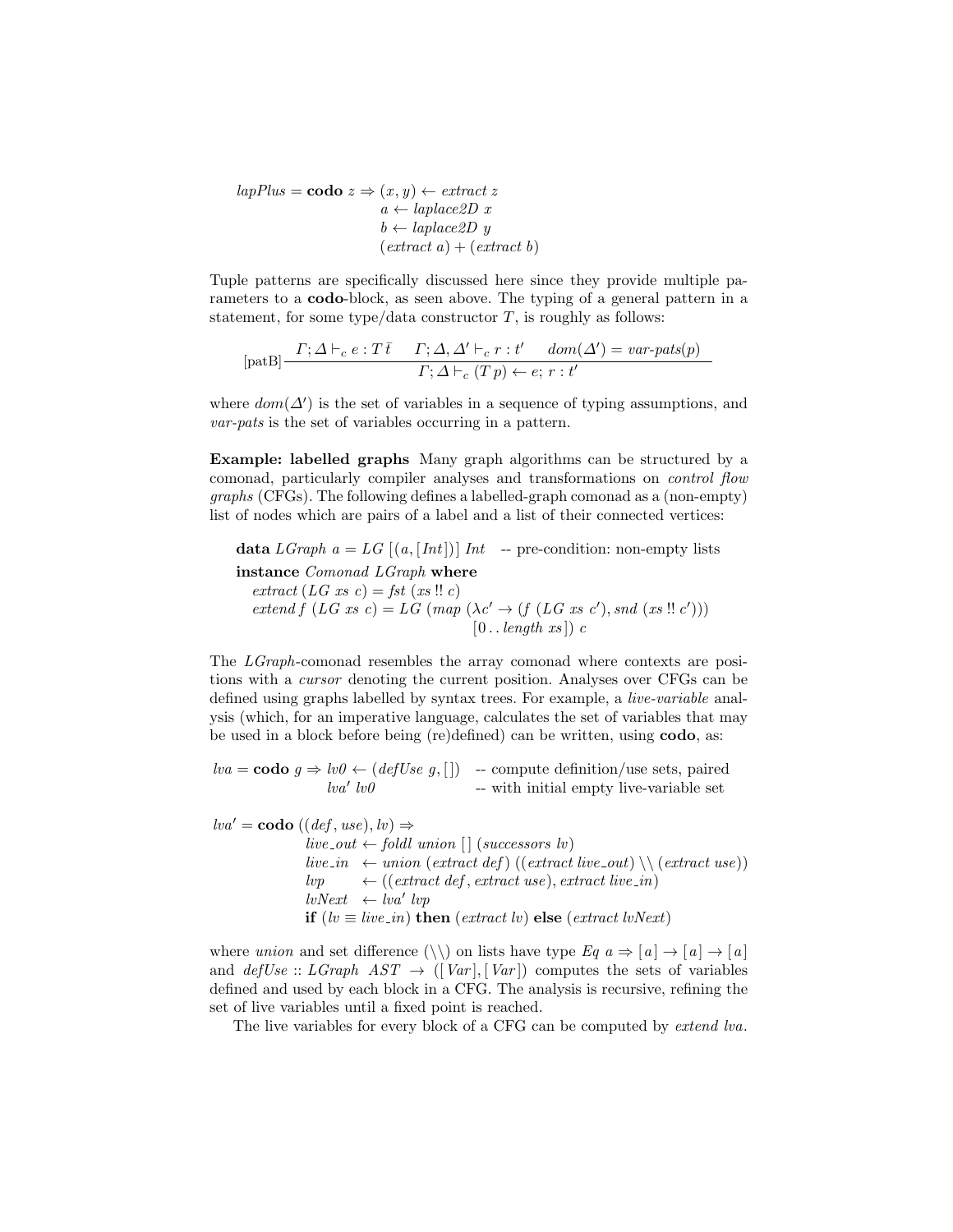```
lapPlus = codo z ⇒ (x, y) ← extract z
                   a ← laplace2D x
                   b ← laplace2D y
                   (extract a) + (extract b)
```

Tuple patterns are specifically discussed here since they provide multiple parameters to a **codo**-block, as seen above. The typing of a general pattern in a statement, for some type/data constructor $T$, is roughly as follows:

$$[\text{patB}]\ \frac{\Gamma; \Delta \vdash_c e : T\,\bar{t} \qquad \Gamma; \Delta, \Delta' \vdash_c r : t' \qquad dom(\Delta') = \textit{var-pats}(p)}{\Gamma; \Delta \vdash_c (T\,p) \leftarrow e;\ r : t'}$$

where $dom(\Delta')$ is the set of variables in a sequence of typing assumptions, and *var-pats* is the set of variables occurring in a pattern.

**Example: labelled graphs** Many graph algorithms can be structured by a comonad, particularly compiler analyses and transformations on *control flow graphs* (CFGs). The following defines a labelled-graph comonad as a (non-empty) list of nodes which are pairs of a label and a list of their connected vertices:

```
data LGraph a = LG [(a, [Int])] Int   -- pre-condition: non-empty lists
instance Comonad LGraph where
  extract (LG xs c) = fst (xs !! c)
  extend f (LG xs c) = LG (map (λc' → (f (LG xs c'), snd (xs !! c')))
                                [0 .. length xs]) c
```

The *LGraph*-comonad resembles the array comonad where contexts are positions with a *cursor* denoting the current position. Analyses over CFGs can be defined using graphs labelled by syntax trees. For example, a *live-variable* analysis (which, for an imperative language, calculates the set of variables that may be used in a block before being (re)defined) can be written, using **codo**, as:

```
lva = codo g ⇒ lv0 ← (defUse g, [])   -- compute definition/use sets, paired
               lva' lv0                -- with initial empty live-variable set

lva' = codo ((def, use), lv) ⇒
         live_out ← foldl union [] (successors lv)
         live_in  ← union (extract def) ((extract live_out) \\ (extract use))
         lvp      ← ((extract def, extract use), extract live_in)
         lvNext   ← lva' lvp
         if (lv ≡ live_in) then (extract lv) else (extract lvNext)
```

where *union* and set difference (\\) on lists have type $Eq\ a \Rightarrow [a] \rightarrow [a] \rightarrow [a]$ and $defUse :: LGraph\ AST \rightarrow ([Var], [Var])$ computes the sets of variables defined and used by each block in a CFG. The analysis is recursive, refining the set of live variables until a fixed point is reached.

The live variables for every block of a CFG can be computed by *extend lva*.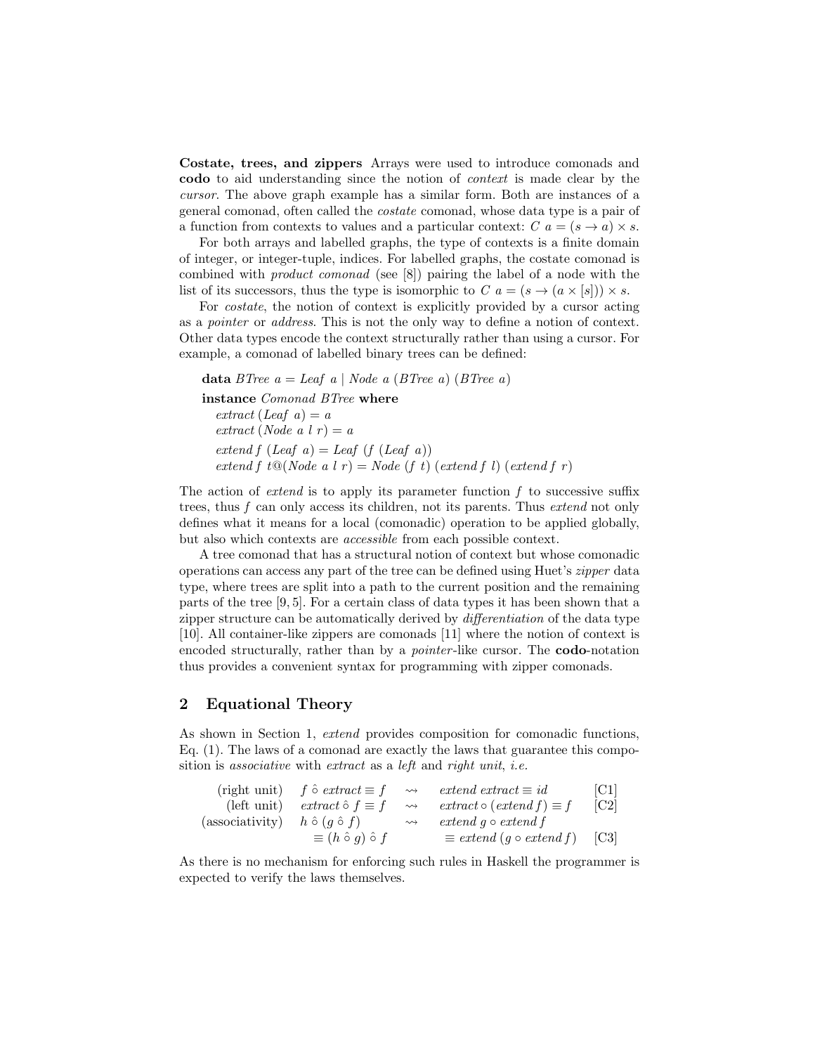**Costate, trees, and zippers** Arrays were used to introduce comonads and **codo** to aid understanding since the notion of *context* is made clear by the *cursor*. The above graph example has a similar form. Both are instances of a general comonad, often called the *costate* comonad, whose data type is a pair of a function from contexts to values and a particular context: $C\ a = (s \rightarrow a) \times s$.

For both arrays and labelled graphs, the type of contexts is a finite domain of integer, or integer-tuple, indices. For labelled graphs, the costate comonad is combined with *product comonad* (see [8]) pairing the label of a node with the list of its successors, thus the type is isomorphic to $C\ a = (s \rightarrow (a \times [s])) \times s$.

For *costate*, the notion of context is explicitly provided by a cursor acting as a *pointer* or *address*. This is not the only way to define a notion of context. Other data types encode the context structurally rather than using a cursor. For example, a comonad of labelled binary trees can be defined:

```
data BTree a = Leaf a | Node a (BTree a) (BTree a)
instance Comonad BTree where
  extract (Leaf a) = a
  extract (Node a l r) = a
  extend f (Leaf a) = Leaf (f (Leaf a))
  extend f t@(Node a l r) = Node (f t) (extend f l) (extend f r)
```

The action of *extend* is to apply its parameter function $f$ to successive suffix trees, thus $f$ can only access its children, not its parents. Thus *extend* not only defines what it means for a local (comonadic) operation to be applied globally, but also which contexts are *accessible* from each possible context.

A tree comonad that has a structural notion of context but whose comonadic operations can access any part of the tree can be defined using Huet's *zipper* data type, where trees are split into a path to the current position and the remaining parts of the tree [9, 5]. For a certain class of data types it has been shown that a zipper structure can be automatically derived by *differentiation* of the data type [10]. All container-like zippers are comonads [11] where the notion of context is encoded structurally, rather than by a *pointer*-like cursor. The **codo**-notation thus provides a convenient syntax for programming with zipper comonads.

## 2 Equational Theory

As shown in Section 1, *extend* provides composition for comonadic functions, Eq. (1). The laws of a comonad are exactly the laws that guarantee this composition is *associative* with *extract* as a *left* and *right unit*, *i.e.*

$$
\begin{array}{rlcll}
\text{(right unit)} & f \mathbin{\hat{\circ}} \mathit{extract} \equiv f & \rightsquigarrow & \mathit{extend}\ \mathit{extract} \equiv \mathit{id} & \text{[C1]} \\
\text{(left unit)} & \mathit{extract} \mathbin{\hat{\circ}} f \equiv f & \rightsquigarrow & \mathit{extract} \circ (\mathit{extend}\ f) \equiv f & \text{[C2]} \\
\text{(associativity)} & h \mathbin{\hat{\circ}} (g \mathbin{\hat{\circ}} f) & \rightsquigarrow & \mathit{extend}\ g \circ \mathit{extend}\ f & \\
 & \equiv (h \mathbin{\hat{\circ}} g) \mathbin{\hat{\circ}} f & & \equiv \mathit{extend}\ (g \circ \mathit{extend}\ f) & \text{[C3]}
\end{array}
$$

As there is no mechanism for enforcing such rules in Haskell the programmer is expected to verify the laws themselves.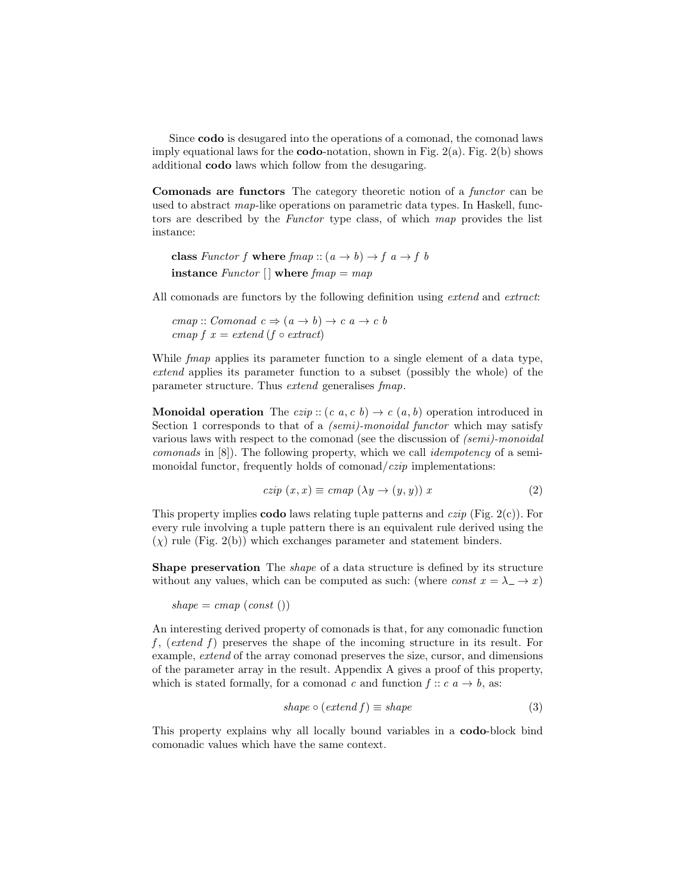Since **codo** is desugared into the operations of a comonad, the comonad laws imply equational laws for the **codo**-notation, shown in Fig. 2(a). Fig. 2(b) shows additional **codo** laws which follow from the desugaring.

**Comonads are functors** The category theoretic notion of a *functor* can be used to abstract *map*-like operations on parametric data types. In Haskell, functors are described by the *Functor* type class, of which *map* provides the list instance:

```
class Functor f where fmap :: (a → b) → f a → f b
instance Functor [] where fmap = map
```

All comonads are functors by the following definition using *extend* and *extract*:

```
cmap :: Comonad c ⇒ (a → b) → c a → c b
cmap f x = extend (f ∘ extract)
```

While *fmap* applies its parameter function to a single element of a data type, *extend* applies its parameter function to a subset (possibly the whole) of the parameter structure. Thus *extend* generalises *fmap*.

**Monoidal operation** The $czip :: (c\ a, c\ b) \to c\ (a, b)$ operation introduced in Section 1 corresponds to that of a *(semi)-monoidal functor* which may satisfy various laws with respect to the comonad (see the discussion of *(semi)-monoidal comonads* in [8]). The following property, which we call *idempotency* of a semi-monoidal functor, frequently holds of comonad/*czip* implementations:

$$czip\ (x, x) \equiv cmap\ (\lambda y \to (y, y))\ x \tag{2}$$

This property implies **codo** laws relating tuple patterns and *czip* (Fig. 2(c)). For every rule involving a tuple pattern there is an equivalent rule derived using the ($\chi$) rule (Fig. 2(b)) which exchanges parameter and statement binders.

**Shape preservation** The *shape* of a data structure is defined by its structure without any values, which can be computed as such: (where $const\ x = \lambda\_ \to x$)

```
shape = cmap (const ())
```

An interesting derived property of comonads is that, for any comonadic function $f$, $(extend\ f)$ preserves the shape of the incoming structure in its result. For example, *extend* of the array comonad preserves the size, cursor, and dimensions of the parameter array in the result. Appendix A gives a proof of this property, which is stated formally, for a comonad $c$ and function $f :: c\ a \to b$, as:

$$shape \circ (extend\ f) \equiv shape \tag{3}$$

This property explains why all locally bound variables in a **codo**-block bind comonadic values which have the same context.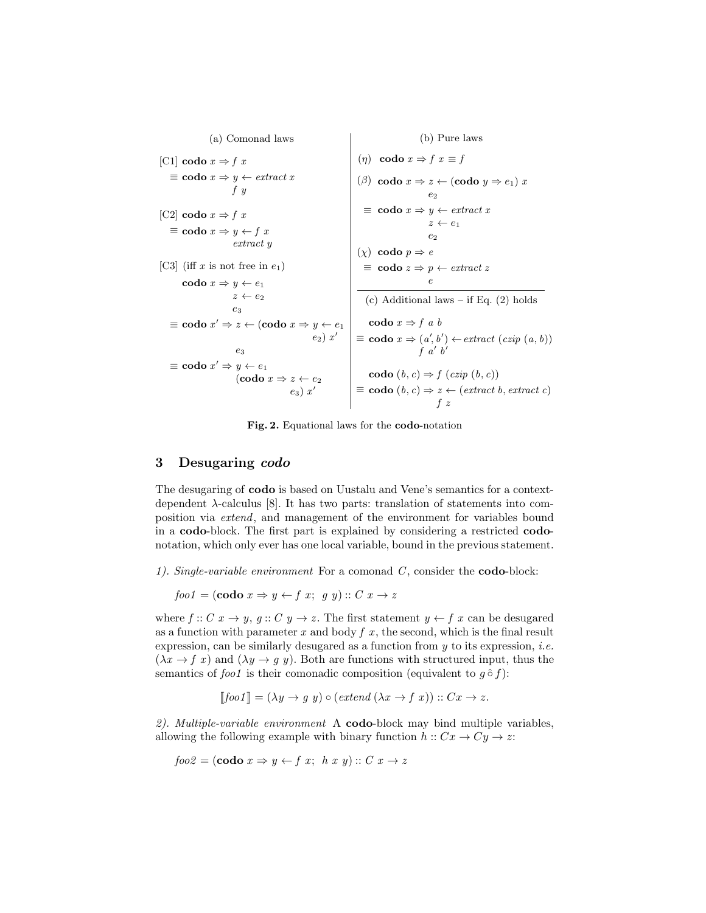**(a) Comonad laws**

[C1] $\textbf{codo}\ x \Rightarrow f\ x$

$\equiv \textbf{codo}\ x \Rightarrow y \leftarrow \textit{extract}\ x$
$\quad\quad f\ y$

[C2] $\textbf{codo}\ x \Rightarrow f\ x$

$\equiv \textbf{codo}\ x \Rightarrow y \leftarrow f\ x$
$\quad\quad \textit{extract}\ y$

[C3] (iff $x$ is not free in $e_1$)

$\textbf{codo}\ x \Rightarrow y \leftarrow e_1$
$\quad\quad z \leftarrow e_2$
$\quad\quad e_3$

$\equiv \textbf{codo}\ x' \Rightarrow z \leftarrow (\textbf{codo}\ x \Rightarrow y \leftarrow e_1$
$\quad\quad\quad\quad e_2)\ x'$
$\quad\quad e_3$

$\equiv \textbf{codo}\ x' \Rightarrow y \leftarrow e_1$
$\quad\quad (\textbf{codo}\ x \Rightarrow z \leftarrow e_2$
$\quad\quad\quad\quad e_3)\ x'$

**(b) Pure laws**

$(\eta)\quad \textbf{codo}\ x \Rightarrow f\ x \equiv f$

$(\beta)\quad \textbf{codo}\ x \Rightarrow z \leftarrow (\textbf{codo}\ y \Rightarrow e_1)\ x$
$\quad\quad e_2$

$\equiv \textbf{codo}\ x \Rightarrow y \leftarrow \textit{extract}\ x$
$\quad\quad z \leftarrow e_1$
$\quad\quad e_2$

$(\chi)\quad \textbf{codo}\ p \Rightarrow e$

$\equiv \textbf{codo}\ z \Rightarrow p \leftarrow \textit{extract}\ z$
$\quad\quad e$

**(c) Additional laws – if Eq. (2) holds**

$\textbf{codo}\ x \Rightarrow f\ a\ b$

$\equiv \textbf{codo}\ x \Rightarrow (a', b') \leftarrow \textit{extract}\ (\textit{czip}\ (a, b))$
$\quad\quad f\ a'\ b'$

$\textbf{codo}\ (b, c) \Rightarrow f\ (\textit{czip}\ (b, c))$

$\equiv \textbf{codo}\ (b, c) \Rightarrow z \leftarrow (\textit{extract}\ b, \textit{extract}\ c)$
$\quad\quad f\ z$

**Fig. 2.** Equational laws for the **codo**-notation

## 3 Desugaring *codo*

The desugaring of **codo** is based on Uustalu and Vene's semantics for a context-dependent $\lambda$-calculus [8]. It has two parts: translation of statements into composition via *extend*, and management of the environment for variables bound in a **codo**-block. The first part is explained by considering a restricted **codo**-notation, which only ever has one local variable, bound in the previous statement.

*1). Single-variable environment* For a comonad $C$, consider the **codo**-block:

$$foo1 = (\textbf{codo}\ x \Rightarrow y \leftarrow f\ x;\ \ g\ y) :: C\ x \rightarrow z$$

where $f :: C\ x \rightarrow y$, $g :: C\ y \rightarrow z$. The first statement $y \leftarrow f\ x$ can be desugared as a function with parameter $x$ and body $f\ x$, the second, which is the final result expression, can be similarly desugared as a function from $y$ to its expression, *i.e.* $(\lambda x \rightarrow f\ x)$ and $(\lambda y \rightarrow g\ y)$. Both are functions with structured input, thus the semantics of *foo1* is their comonadic composition (equivalent to $g \mathbin{\hat{\circ}} f$):

$$[\![foo1]\!] = (\lambda y \rightarrow g\ y) \circ (\textit{extend}\ (\lambda x \rightarrow f\ x)) :: Cx \rightarrow z.$$

*2). Multiple-variable environment* A **codo**-block may bind multiple variables, allowing the following example with binary function $h :: Cx \rightarrow Cy \rightarrow z$:

$$foo2 = (\textbf{codo}\ x \Rightarrow y \leftarrow f\ x;\ \ h\ x\ y) :: C\ x \rightarrow z$$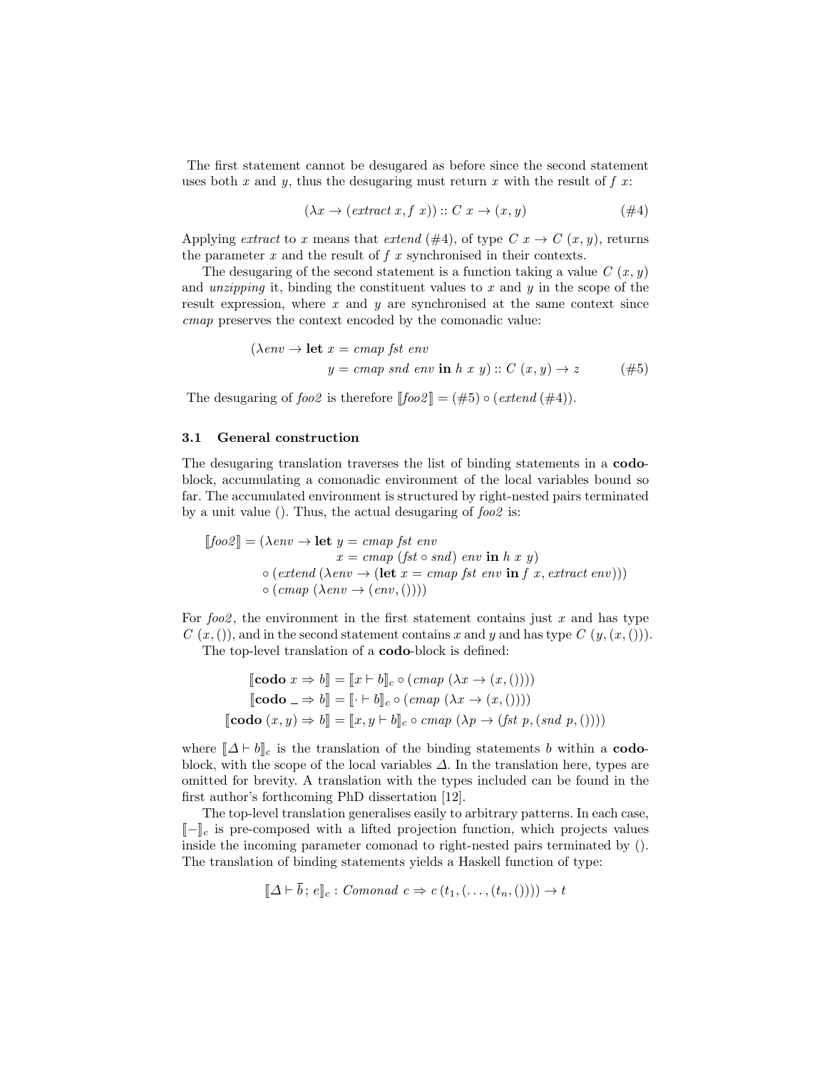The first statement cannot be desugared as before since the second statement uses both $x$ and $y$, thus the desugaring must return $x$ with the result of $f\ x$:

$$(\lambda x \to (extract\ x, f\ x)) :: C\ x \to (x, y) \qquad (\#4)$$

Applying *extract* to $x$ means that *extend* (#4), of type $C\ x \to C\ (x, y)$, returns the parameter $x$ and the result of $f\ x$ synchronised in their contexts.

The desugaring of the second statement is a function taking a value $C\ (x, y)$ and *unzipping* it, binding the constituent values to $x$ and $y$ in the scope of the result expression, where $x$ and $y$ are synchronised at the same context since *cmap* preserves the context encoded by the comonadic value:

$$\begin{aligned}(\lambda env \to \textbf{let}\ & x = cmap\ fst\ env \\ & y = cmap\ snd\ env\ \textbf{in}\ h\ x\ y) :: C\ (x, y) \to z \qquad (\#5)\end{aligned}$$

The desugaring of *foo2* is therefore $[\![foo2]\!] = (\#5) \circ (extend\ (\#4))$.

### 3.1 General construction

The desugaring translation traverses the list of binding statements in a **codo**-block, accumulating a comonadic environment of the local variables bound so far. The accumulated environment is structured by right-nested pairs terminated by a unit value (). Thus, the actual desugaring of *foo2* is:

$$\begin{aligned}[\![foo2]\!] = (\lambda env \to \textbf{let}\ & y = cmap\ fst\ env \\ & x = cmap\ (fst \circ snd)\ env\ \textbf{in}\ h\ x\ y) \\ \circ\ (extend\ & (\lambda env \to (\textbf{let}\ x = cmap\ fst\ env\ \textbf{in}\ f\ x, extract\ env))) \\ \circ\ (cmap\ & (\lambda env \to (env, ())))\end{aligned}$$

For *foo2*, the environment in the first statement contains just $x$ and has type $C\ (x, ())$, and in the second statement contains $x$ and $y$ and has type $C\ (y, (x, ()))$.

The top-level translation of a **codo**-block is defined:

$$\begin{aligned}[\![\textbf{codo}\ x \Rightarrow b]\!] &= [\![x \vdash b]\!]_c \circ (cmap\ (\lambda x \to (x, ()))) \\ [\![\textbf{codo}\ \_ \Rightarrow b]\!] &= [\![\cdot \vdash b]\!]_c \circ (cmap\ (\lambda x \to (x, ()))) \\ [\![\textbf{codo}\ (x, y) \Rightarrow b]\!] &= [\![x, y \vdash b]\!]_c \circ cmap\ (\lambda p \to (fst\ p, (snd\ p, ())))\end{aligned}$$

where $[\![\Delta \vdash b]\!]_c$ is the translation of the binding statements $b$ within a **codo**-block, with the scope of the local variables $\Delta$. In the translation here, types are omitted for brevity. A translation with the types included can be found in the first author's forthcoming PhD dissertation [12].

The top-level translation generalises easily to arbitrary patterns. In each case, $[\![-]\!]_c$ is pre-composed with a lifted projection function, which projects values inside the incoming parameter comonad to right-nested pairs terminated by (). The translation of binding statements yields a Haskell function of type:

$$[\![\Delta \vdash \overline{b}\,;\, e]\!]_c : Comonad\ c \Rightarrow c\,(t_1, (\ldots, (t_n, ()))) \to t$$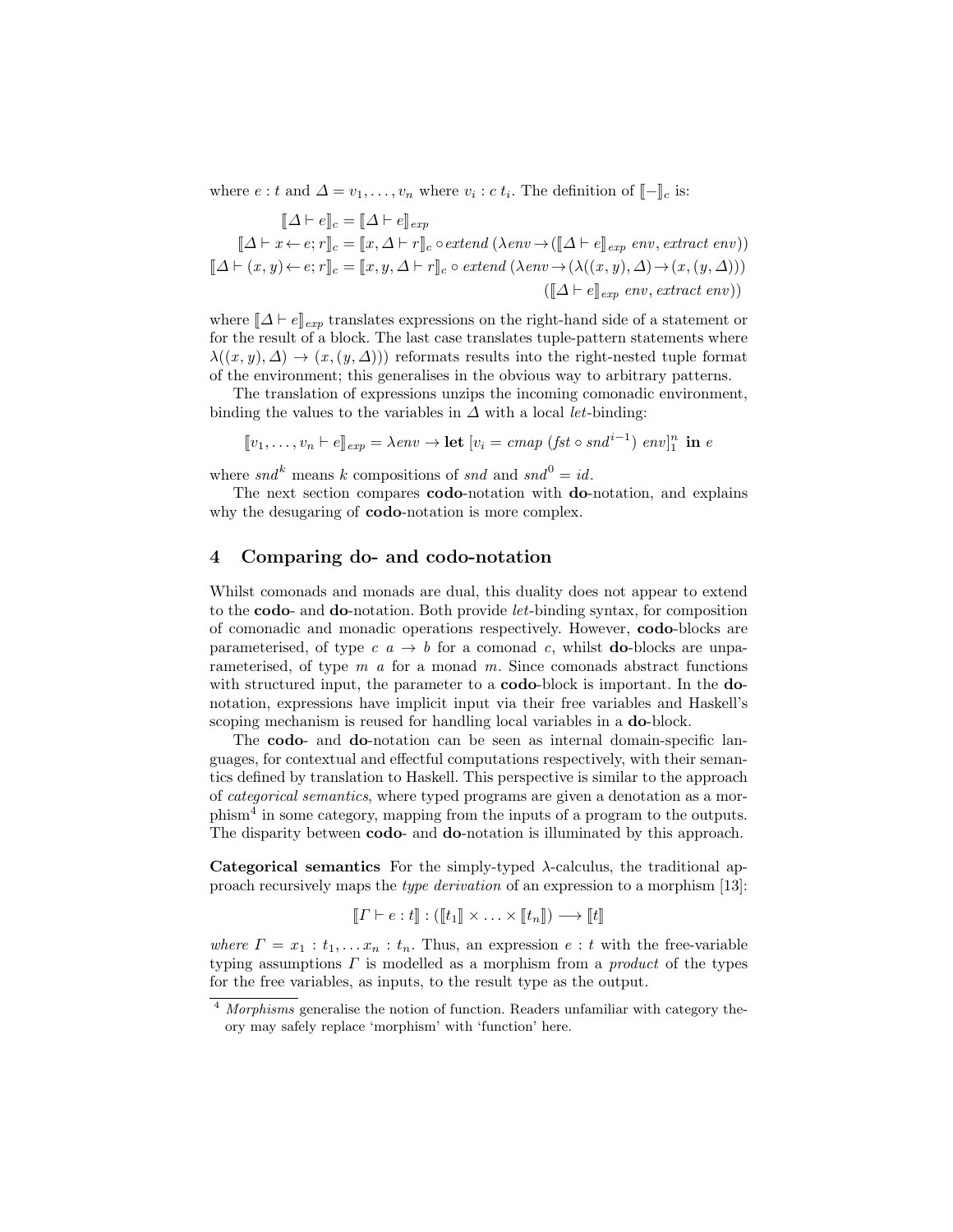where $e : t$ and $\Delta = v_1, \ldots, v_n$ where $v_i : c\, t_i$. The definition of $[\![-]\!]_c$ is:

$$
\begin{aligned}
[\![\Delta \vdash e]\!]_c &= [\![\Delta \vdash e]\!]_{exp} \\
[\![\Delta \vdash x \leftarrow e; r]\!]_c &= [\![x, \Delta \vdash r]\!]_c \circ \mathit{extend}\ (\lambda \mathit{env} \rightarrow ([\![\Delta \vdash e]\!]_{exp}\ \mathit{env}, \mathit{extract}\ \mathit{env})) \\
[\![\Delta \vdash (x, y) \leftarrow e; r]\!]_c &= [\![x, y, \Delta \vdash r]\!]_c \circ \mathit{extend}\ (\lambda \mathit{env} \rightarrow (\lambda((x, y), \Delta) \rightarrow (x, (y, \Delta))) \\
&\qquad\qquad\qquad\qquad\qquad\qquad\qquad\qquad ([\![\Delta \vdash e]\!]_{exp}\ \mathit{env}, \mathit{extract}\ \mathit{env}))
\end{aligned}
$$

where $[\![\Delta \vdash e]\!]_{exp}$ translates expressions on the right-hand side of a statement or for the result of a block. The last case translates tuple-pattern statements where $\lambda((x, y), \Delta) \rightarrow (x, (y, \Delta)))$ reformats results into the right-nested tuple format of the environment; this generalises in the obvious way to arbitrary patterns.

The translation of expressions unzips the incoming comonadic environment, binding the values to the variables in $\Delta$ with a local *let*-binding:

$$
[\![v_1, \ldots, v_n \vdash e]\!]_{exp} = \lambda \mathit{env} \rightarrow \textbf{let}\ [v_i = \mathit{cmap}\ (\mathit{fst} \circ \mathit{snd}^{i-1})\ \mathit{env}]_1^n\ \textbf{in}\ e
$$

where $\mathit{snd}^k$ means $k$ compositions of *snd* and $\mathit{snd}^0 = \mathit{id}$.

The next section compares **codo**-notation with **do**-notation, and explains why the desugaring of **codo**-notation is more complex.

## 4 Comparing do- and codo-notation

Whilst comonads and monads are dual, this duality does not appear to extend to the **codo**- and **do**-notation. Both provide *let*-binding syntax, for composition of comonadic and monadic operations respectively. However, **codo**-blocks are parameterised, of type $c\ a \rightarrow b$ for a comonad $c$, whilst **do**-blocks are unparameterised, of type $m\ a$ for a monad $m$. Since comonads abstract functions with structured input, the parameter to a **codo**-block is important. In the **do**-notation, expressions have implicit input via their free variables and Haskell's scoping mechanism is reused for handling local variables in a **do**-block.

The **codo**- and **do**-notation can be seen as internal domain-specific languages, for contextual and effectful computations respectively, with their semantics defined by translation to Haskell. This perspective is similar to the approach of *categorical semantics*, where typed programs are given a denotation as a morphism[4] in some category, mapping from the inputs of a program to the outputs. The disparity between **codo**- and **do**-notation is illuminated by this approach.

**Categorical semantics** For the simply-typed $\lambda$-calculus, the traditional approach recursively maps the *type derivation* of an expression to a morphism [13]:

$$
[\![\Gamma \vdash e : t]\!] : ([\![t_1]\!] \times \ldots \times [\![t_n]\!]) \longrightarrow [\![t]\!]
$$

*where* $\Gamma = x_1 : t_1, \ldots x_n : t_n$. Thus, an expression $e : t$ with the free-variable typing assumptions $\Gamma$ is modelled as a morphism from a *product* of the types for the free variables, as inputs, to the result type as the output.

[4] *Morphisms* generalise the notion of function. Readers unfamiliar with category theory may safely replace 'morphism' with 'function' here.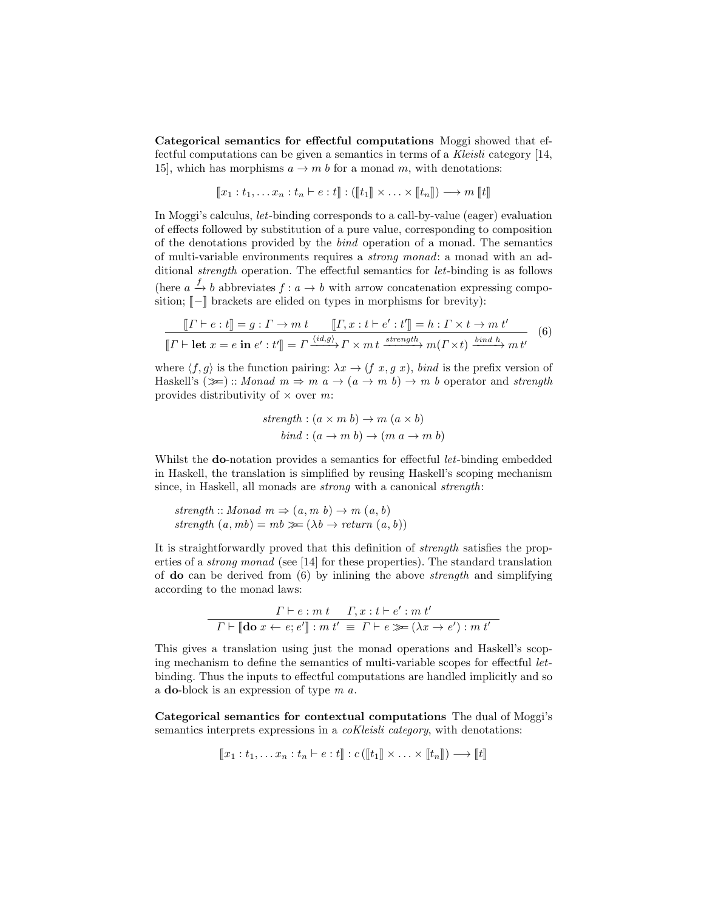**Categorical semantics for effectful computations** Moggi showed that effectful computations can be given a semantics in terms of a *Kleisli* category [14, 15], which has morphisms $a \rightarrow m\ b$ for a monad $m$, with denotations:

$$[\![x_1 : t_1, \ldots x_n : t_n \vdash e : t]\!] : ([\![t_1]\!] \times \ldots \times [\![t_n]\!]) \longrightarrow m\ [\![t]\!]$$

In Moggi's calculus, *let*-binding corresponds to a call-by-value (eager) evaluation of effects followed by substitution of a pure value, corresponding to composition of the denotations provided by the *bind* operation of a monad. The semantics of multi-variable environments requires a *strong monad*: a monad with an additional *strength* operation. The effectful semantics for *let*-binding is as follows (here $a \xrightarrow{f} b$ abbreviates $f : a \rightarrow b$ with arrow concatenation expressing composition; $[\![-]\!]$ brackets are elided on types in morphisms for brevity):

$$\frac{[\![\Gamma \vdash e : t]\!] = g : \Gamma \rightarrow m\ t \qquad [\![\Gamma, x : t \vdash e' : t']\!] = h : \Gamma \times t \rightarrow m\ t'}{[\![\Gamma \vdash \mathbf{let}\ x = e\ \mathbf{in}\ e' : t']\!] = \Gamma \xrightarrow{\langle id, g \rangle} \Gamma \times m\, t \xrightarrow{strength} m(\Gamma \times t) \xrightarrow{bind\ h} m\, t'} \quad (6)$$

where $\langle f, g \rangle$ is the function pairing: $\lambda x \rightarrow (f\ x, g\ x)$, *bind* is the prefix version of Haskell's $(\gg\!=) :: Monad\ m \Rightarrow m\ a \rightarrow (a \rightarrow m\ b) \rightarrow m\ b$ operator and *strength* provides distributivity of $\times$ over $m$:

$$strength : (a \times m\ b) \rightarrow m\ (a \times b)$$
$$bind : (a \rightarrow m\ b) \rightarrow (m\ a \rightarrow m\ b)$$

Whilst the **do**-notation provides a semantics for effectful *let*-binding embedded in Haskell, the translation is simplified by reusing Haskell's scoping mechanism since, in Haskell, all monads are *strong* with a canonical *strength*:

```
strength :: Monad m ⇒ (a, m b) → m (a, b)
strength (a, mb) = mb >>= (λb → return (a, b))
```

It is straightforwardly proved that this definition of *strength* satisfies the properties of a *strong monad* (see [14] for these properties). The standard translation of **do** can be derived from (6) by inlining the above *strength* and simplifying according to the monad laws:

$$\frac{\Gamma \vdash e : m\ t \qquad \Gamma, x : t \vdash e' : m\ t'}{\Gamma \vdash [\![\mathbf{do}\ x \leftarrow e; e']\!] : m\ t' \ \equiv\ \Gamma \vdash e \gg\!= (\lambda x \rightarrow e') : m\ t'}$$

This gives a translation using just the monad operations and Haskell's scoping mechanism to define the semantics of multi-variable scopes for effectful *let*-binding. Thus the inputs to effectful computations are handled implicitly and so a **do**-block is an expression of type $m\ a$.

**Categorical semantics for contextual computations** The dual of Moggi's semantics interprets expressions in a *coKleisli category*, with denotations:

$$[\![x_1 : t_1, \ldots x_n : t_n \vdash e : t]\!] : c\,([\![t_1]\!] \times \ldots [\![t_n]\!]) \longrightarrow [\![t]\!]$$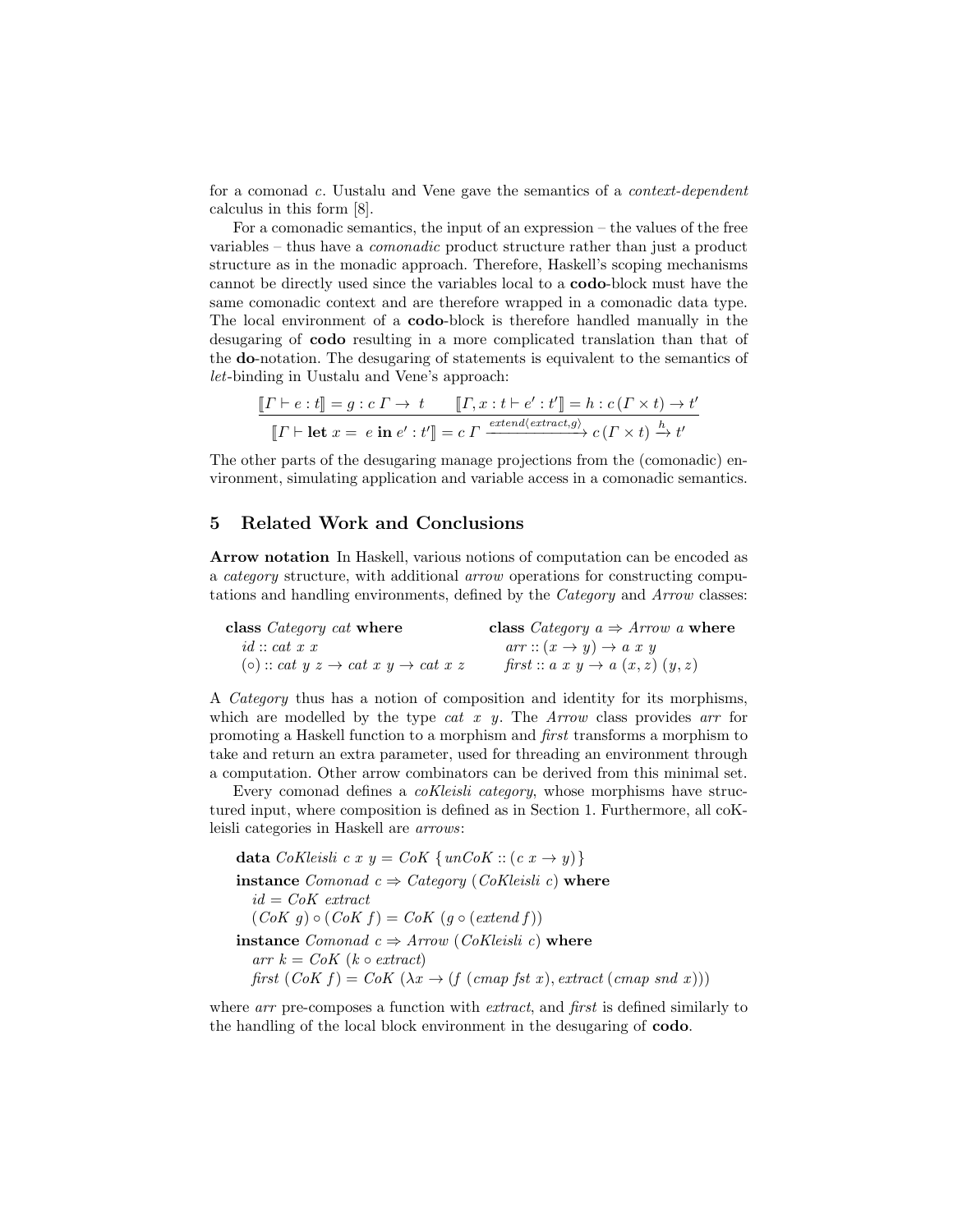for a comonad $c$. Uustalu and Vene gave the semantics of a *context-dependent* calculus in this form [8].

For a comonadic semantics, the input of an expression – the values of the free variables – thus have a *comonadic* product structure rather than just a product structure as in the monadic approach. Therefore, Haskell's scoping mechanisms cannot be directly used since the variables local to a **codo**-block must have the same comonadic context and are therefore wrapped in a comonadic data type. The local environment of a **codo**-block is therefore handled manually in the desugaring of **codo** resulting in a more complicated translation than that of the **do**-notation. The desugaring of statements is equivalent to the semantics of *let*-binding in Uustalu and Vene's approach:

$$\frac{[\![\Gamma \vdash e : t]\!] = g : c\,\Gamma \to\ t \qquad [\![\Gamma, x : t \vdash e' : t']\!] = h : c\,(\Gamma \times t) \to t'}{[\![\Gamma \vdash \mathbf{let}\ x =\ e\ \mathbf{in}\ e' : t']\!] = c\ \Gamma \xrightarrow{extend\langle extract, g\rangle} c\,(\Gamma \times t) \xrightarrow{h} t'}$$

The other parts of the desugaring manage projections from the (comonadic) environment, simulating application and variable access in a comonadic semantics.

## 5 Related Work and Conclusions

**Arrow notation** In Haskell, various notions of computation can be encoded as a *category* structure, with additional *arrow* operations for constructing computations and handling environments, defined by the *Category* and *Arrow* classes:

```
class Category cat where
  id :: cat x x
  (∘) :: cat y z → cat x y → cat x z

class Category a ⇒ Arrow a where
  arr :: (x → y) → a x y
  first :: a x y → a (x, z) (y, z)
```

A *Category* thus has a notion of composition and identity for its morphisms, which are modelled by the type *cat x y*. The *Arrow* class provides *arr* for promoting a Haskell function to a morphism and *first* transforms a morphism to take and return an extra parameter, used for threading an environment through a computation. Other arrow combinators can be derived from this minimal set.

Every comonad defines a *coKleisli category*, whose morphisms have structured input, where composition is defined as in Section 1. Furthermore, all coKleisli categories in Haskell are *arrows*:

```
data CoKleisli c x y = CoK {unCoK :: (c x → y)}
instance Comonad c ⇒ Category (CoKleisli c) where
  id = CoK extract
  (CoK g) ∘ (CoK f) = CoK (g ∘ (extend f))
instance Comonad c ⇒ Arrow (CoKleisli c) where
  arr k = CoK (k ∘ extract)
  first (CoK f) = CoK (λx → (f (cmap fst x), extract (cmap snd x)))
```

where *arr* pre-composes a function with *extract*, and *first* is defined similarly to the handling of the local block environment in the desugaring of **codo**.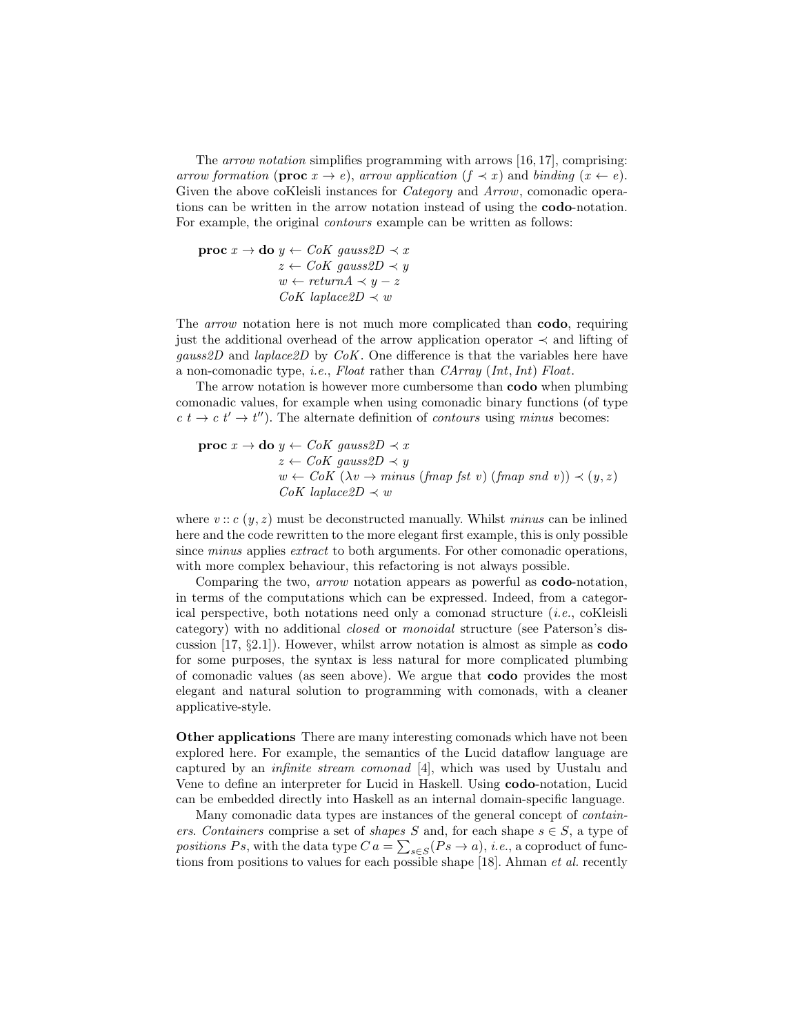The *arrow notation* simplifies programming with arrows [16, 17], comprising: *arrow formation* (**proc** $x \rightarrow e$), *arrow application* ($f \prec x$) and *binding* ($x \leftarrow e$). Given the above coKleisli instances for *Category* and *Arrow*, comonadic operations can be written in the arrow notation instead of using the **codo**-notation. For example, the original *contours* example can be written as follows:

```
proc x → do y ← CoK gauss2D ≺ x
            z ← CoK gauss2D ≺ y
            w ← returnA ≺ y − z
            CoK laplace2D ≺ w
```

The *arrow* notation here is not much more complicated than **codo**, requiring just the additional overhead of the arrow application operator $\prec$ and lifting of *gauss2D* and *laplace2D* by *CoK*. One difference is that the variables here have a non-comonadic type, *i.e.*, *Float* rather than *CArray* (*Int*, *Int*) *Float*.

The arrow notation is however more cumbersome than **codo** when plumbing comonadic values, for example when using comonadic binary functions (of type $c\ t \rightarrow c\ t' \rightarrow t''$). The alternate definition of *contours* using *minus* becomes:

```
proc x → do y ← CoK gauss2D ≺ x
            z ← CoK gauss2D ≺ y
            w ← CoK (λv → minus (fmap fst v) (fmap snd v)) ≺ (y, z)
            CoK laplace2D ≺ w
```

where $v :: c\ (y, z)$ must be deconstructed manually. Whilst *minus* can be inlined here and the code rewritten to the more elegant first example, this is only possible since *minus* applies *extract* to both arguments. For other comonadic operations, with more complex behaviour, this refactoring is not always possible.

Comparing the two, *arrow* notation appears as powerful as **codo**-notation, in terms of the computations which can be expressed. Indeed, from a categorical perspective, both notations need only a comonad structure (*i.e.*, coKleisli category) with no additional *closed* or *monoidal* structure (see Paterson's discussion [17, §2.1]). However, whilst arrow notation is almost as simple as **codo** for some purposes, the syntax is less natural for more complicated plumbing of comonadic values (as seen above). We argue that **codo** provides the most elegant and natural solution to programming with comonads, with a cleaner applicative-style.

**Other applications** There are many interesting comonads which have not been explored here. For example, the semantics of the Lucid dataflow language are captured by an *infinite stream comonad* [4], which was used by Uustalu and Vene to define an interpreter for Lucid in Haskell. Using **codo**-notation, Lucid can be embedded directly into Haskell as an internal domain-specific language.

Many comonadic data types are instances of the general concept of *containers*. *Containers* comprise a set of *shapes* $S$ and, for each shape $s \in S$, a type of *positions* $Ps$, with the data type $C\,a = \sum_{s \in S}(Ps \rightarrow a)$, *i.e.*, a coproduct of functions from positions to values for each possible shape [18]. Ahman *et al.* recently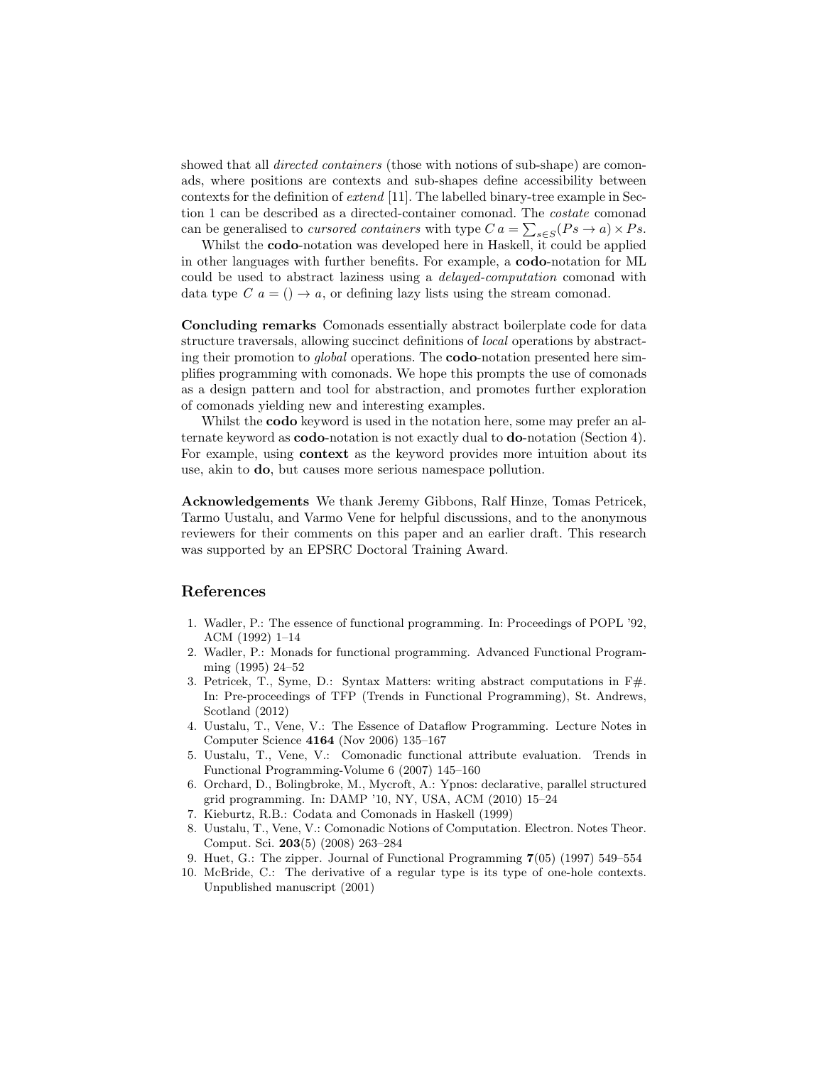showed that all *directed containers* (those with notions of sub-shape) are comonads, where positions are contexts and sub-shapes define accessibility between contexts for the definition of *extend* [11]. The labelled binary-tree example in Section 1 can be described as a directed-container comonad. The *costate* comonad can be generalised to *cursored containers* with type $C\,a = \sum_{s \in S}(P\,s \rightarrow a) \times P\,s$.

Whilst the **codo**-notation was developed here in Haskell, it could be applied in other languages with further benefits. For example, a **codo**-notation for ML could be used to abstract laziness using a *delayed-computation* comonad with data type $C\ a = () \rightarrow a$, or defining lazy lists using the stream comonad.

**Concluding remarks** Comonads essentially abstract boilerplate code for data structure traversals, allowing succinct definitions of *local* operations by abstracting their promotion to *global* operations. The **codo**-notation presented here simplifies programming with comonads. We hope this prompts the use of comonads as a design pattern and tool for abstraction, and promotes further exploration of comonads yielding new and interesting examples.

Whilst the **codo** keyword is used in the notation here, some may prefer an alternate keyword as **codo**-notation is not exactly dual to **do**-notation (Section 4). For example, using **context** as the keyword provides more intuition about its use, akin to **do**, but causes more serious namespace pollution.

**Acknowledgements** We thank Jeremy Gibbons, Ralf Hinze, Tomas Petricek, Tarmo Uustalu, and Varmo Vene for helpful discussions, and to the anonymous reviewers for their comments on this paper and an earlier draft. This research was supported by an EPSRC Doctoral Training Award.

## References

1. Wadler, P.: The essence of functional programming. In: Proceedings of POPL '92, ACM (1992) 1–14
2. Wadler, P.: Monads for functional programming. Advanced Functional Programming (1995) 24–52
3. Petricek, T., Syme, D.: Syntax Matters: writing abstract computations in F#. In: Pre-proceedings of TFP (Trends in Functional Programming), St. Andrews, Scotland (2012)
4. Uustalu, T., Vene, V.: The Essence of Dataflow Programming. Lecture Notes in Computer Science **4164** (Nov 2006) 135–167
5. Uustalu, T., Vene, V.: Comonadic functional attribute evaluation. Trends in Functional Programming-Volume 6 (2007) 145–160
6. Orchard, D., Bolingbroke, M., Mycroft, A.: Ypnos: declarative, parallel structured grid programming. In: DAMP '10, NY, USA, ACM (2010) 15–24
7. Kieburtz, R.B.: Codata and Comonads in Haskell (1999)
8. Uustalu, T., Vene, V.: Comonadic Notions of Computation. Electron. Notes Theor. Comput. Sci. **203**(5) (2008) 263–284
9. Huet, G.: The zipper. Journal of Functional Programming **7**(05) (1997) 549–554
10. McBride, C.: The derivative of a regular type is its type of one-hole contexts. Unpublished manuscript (2001)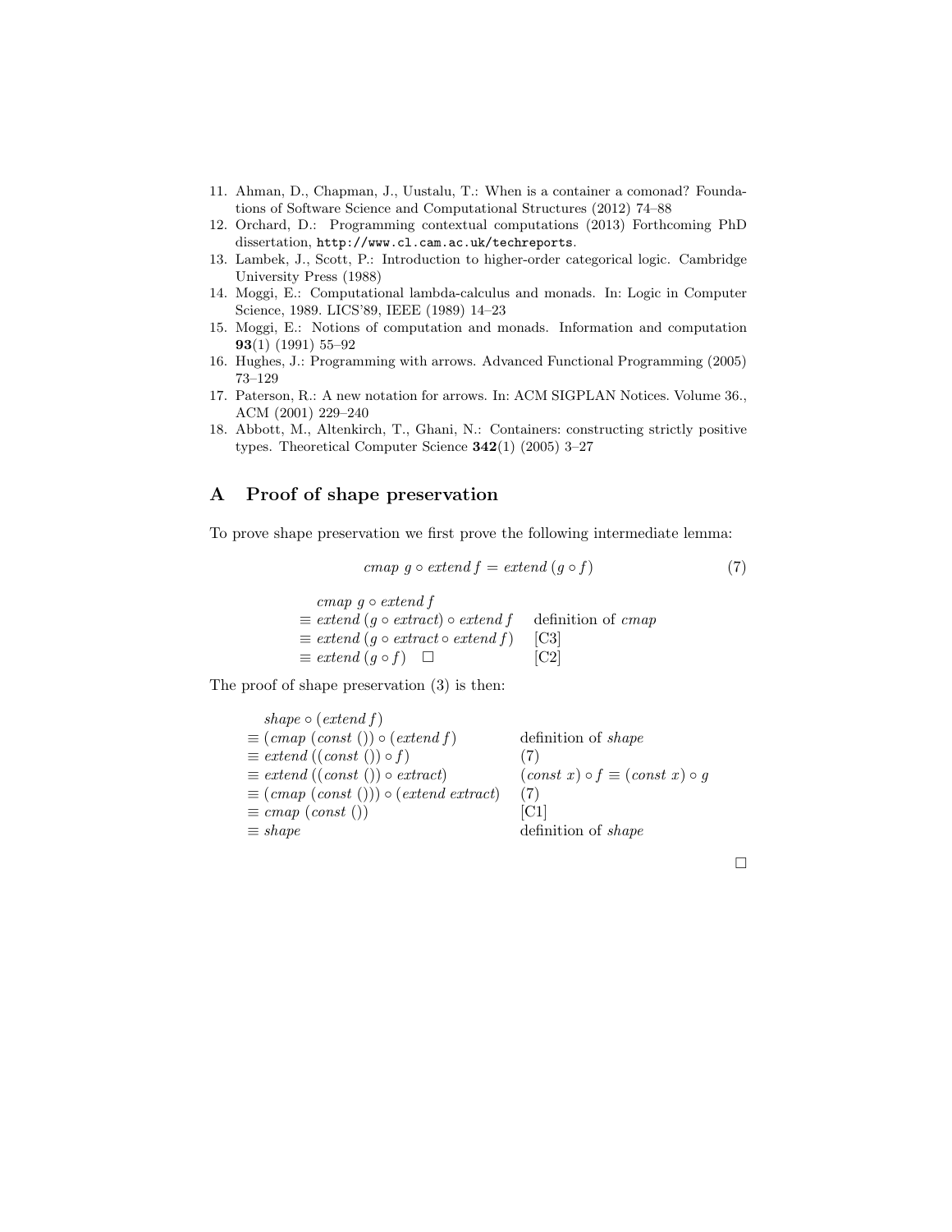11. Ahman, D., Chapman, J., Uustalu, T.: When is a container a comonad? Foundations of Software Science and Computational Structures (2012) 74–88
12. Orchard, D.: Programming contextual computations (2013) Forthcoming PhD dissertation, http://www.cl.cam.ac.uk/techreports.
13. Lambek, J., Scott, P.: Introduction to higher-order categorical logic. Cambridge University Press (1988)
14. Moggi, E.: Computational lambda-calculus and monads. In: Logic in Computer Science, 1989. LICS'89, IEEE (1989) 14–23
15. Moggi, E.: Notions of computation and monads. Information and computation **93**(1) (1991) 55–92
16. Hughes, J.: Programming with arrows. Advanced Functional Programming (2005) 73–129
17. Paterson, R.: A new notation for arrows. In: ACM SIGPLAN Notices. Volume 36., ACM (2001) 229–240
18. Abbott, M., Altenkirch, T., Ghani, N.: Containers: constructing strictly positive types. Theoretical Computer Science **342**(1) (2005) 3–27

## A Proof of shape preservation

To prove shape preservation we first prove the following intermediate lemma:

$$\mathit{cmap}\ g \circ \mathit{extend}\, f = \mathit{extend}\, (g \circ f) \tag{7}$$

$$
\begin{array}{ll}
\quad \mathit{cmap}\ g \circ \mathit{extend}\, f & \\
\equiv \mathit{extend}\, (g \circ \mathit{extract}) \circ \mathit{extend}\, f & \text{definition of } \mathit{cmap} \\
\equiv \mathit{extend}\, (g \circ \mathit{extract} \circ \mathit{extend}\, f) & \text{[C3]} \\
\equiv \mathit{extend}\, (g \circ f) \quad \square & \text{[C2]}
\end{array}
$$

The proof of shape preservation (3) is then:

$$
\begin{array}{ll}
\quad \mathit{shape} \circ (\mathit{extend}\, f) & \\
\equiv (\mathit{cmap}\ (\mathit{const}\ ()) \circ (\mathit{extend}\, f) & \text{definition of } \mathit{shape} \\
\equiv \mathit{extend}\ ((\mathit{const}\ ()) \circ f) & (7) \\
\equiv \mathit{extend}\ ((\mathit{const}\ ()) \circ \mathit{extract}) & (\mathit{const}\ x) \circ f \equiv (\mathit{const}\ x) \circ g \\
\equiv (\mathit{cmap}\ (\mathit{const}\ ())) \circ (\mathit{extend}\ \mathit{extract}) & (7) \\
\equiv \mathit{cmap}\ (\mathit{const}\ ()) & \text{[C1]} \\
\equiv \mathit{shape} & \text{definition of } \mathit{shape}
\end{array}
$$

$\square$